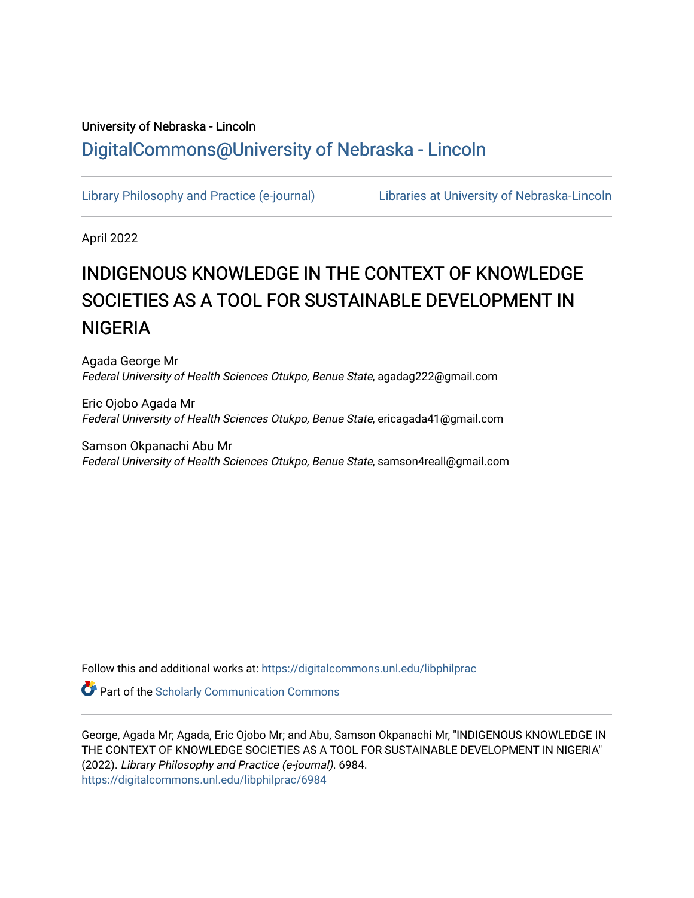University of Nebraska - Lincoln

DigitalCommons@University of Nebraska - Lincoln

Library Philosophy and Practice (e-journal)

Libraries at University of Nebraska-Lincoln

April 2022

# INDIGENOUS KNOWLEDGE IN THE CONTEXT OF KNOWLEDGE SOCIETIES AS A TOOL FOR SUSTAINABLE DEVELOPMENT IN NIGERIA

Agada George Mr
*Federal University of Health Sciences Otukpo, Benue State*, agadag222@gmail.com

Eric Ojobo Agada Mr
*Federal University of Health Sciences Otukpo, Benue State*, ericagada41@gmail.com

Samson Okpanachi Abu Mr
*Federal University of Health Sciences Otukpo, Benue State*, samson4reall@gmail.com

Follow this and additional works at: https://digitalcommons.unl.edu/libphilprac

Part of the Scholarly Communication Commons

George, Agada Mr; Agada, Eric Ojobo Mr; and Abu, Samson Okpanachi Mr, "INDIGENOUS KNOWLEDGE IN THE CONTEXT OF KNOWLEDGE SOCIETIES AS A TOOL FOR SUSTAINABLE DEVELOPMENT IN NIGERIA" (2022). *Library Philosophy and Practice (e-journal)*. 6984.
https://digitalcommons.unl.edu/libphilprac/6984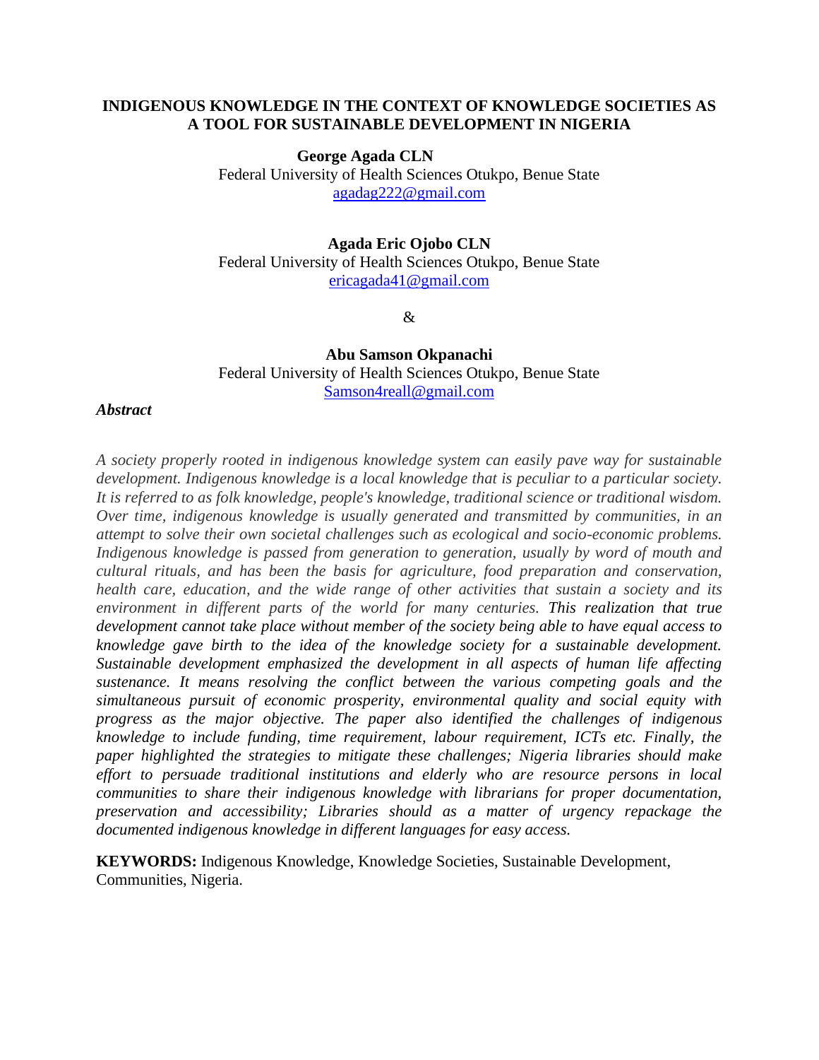# INDIGENOUS KNOWLEDGE IN THE CONTEXT OF KNOWLEDGE SOCIETIES AS A TOOL FOR SUSTAINABLE DEVELOPMENT IN NIGERIA

**George Agada CLN**
Federal University of Health Sciences Otukpo, Benue State
agadag222@gmail.com

**Agada Eric Ojobo CLN**
Federal University of Health Sciences Otukpo, Benue State
ericagada41@gmail.com

&

**Abu Samson Okpanachi**
Federal University of Health Sciences Otukpo, Benue State
Samson4reall@gmail.com

***Abstract***

*A society properly rooted in indigenous knowledge system can easily pave way for sustainable development. Indigenous knowledge is a local knowledge that is peculiar to a particular society. It is referred to as folk knowledge, people's knowledge, traditional science or traditional wisdom. Over time, indigenous knowledge is usually generated and transmitted by communities, in an attempt to solve their own societal challenges such as ecological and socio-economic problems. Indigenous knowledge is passed from generation to generation, usually by word of mouth and cultural rituals, and has been the basis for agriculture, food preparation and conservation, health care, education, and the wide range of other activities that sustain a society and its environment in different parts of the world for many centuries. This realization that true development cannot take place without member of the society being able to have equal access to knowledge gave birth to the idea of the knowledge society for a sustainable development. Sustainable development emphasized the development in all aspects of human life affecting sustenance. It means resolving the conflict between the various competing goals and the simultaneous pursuit of economic prosperity, environmental quality and social equity with progress as the major objective. The paper also identified the challenges of indigenous knowledge to include funding, time requirement, labour requirement, ICTs etc. Finally, the paper highlighted the strategies to mitigate these challenges; Nigeria libraries should make effort to persuade traditional institutions and elderly who are resource persons in local communities to share their indigenous knowledge with librarians for proper documentation, preservation and accessibility; Libraries should as a matter of urgency repackage the documented indigenous knowledge in different languages for easy access.*

**KEYWORDS:** Indigenous Knowledge, Knowledge Societies, Sustainable Development, Communities, Nigeria.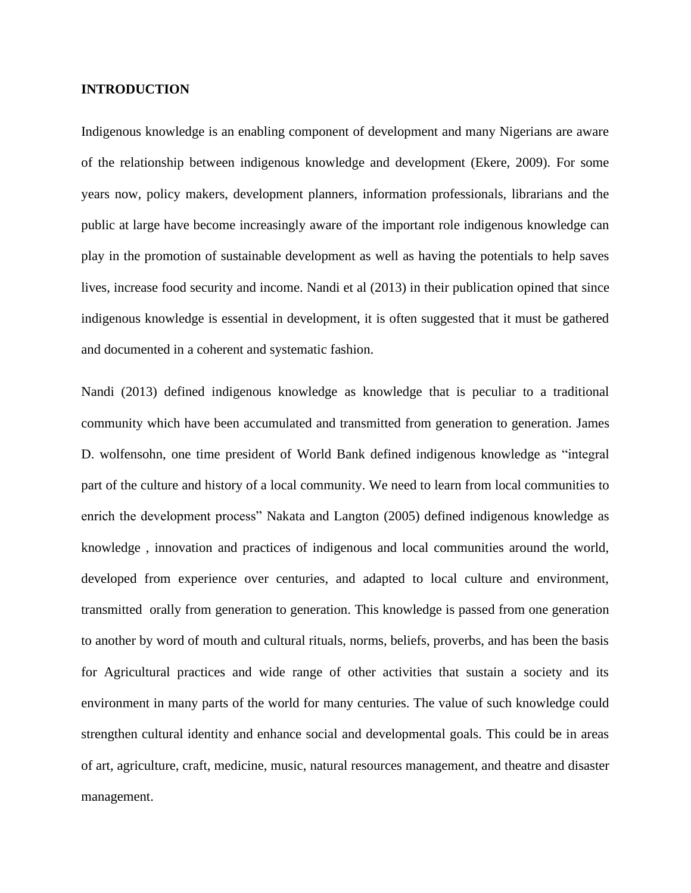**INTRODUCTION**

Indigenous knowledge is an enabling component of development and many Nigerians are aware of the relationship between indigenous knowledge and development (Ekere, 2009). For some years now, policy makers, development planners, information professionals, librarians and the public at large have become increasingly aware of the important role indigenous knowledge can play in the promotion of sustainable development as well as having the potentials to help saves lives, increase food security and income. Nandi et al (2013) in their publication opined that since indigenous knowledge is essential in development, it is often suggested that it must be gathered and documented in a coherent and systematic fashion.

Nandi (2013) defined indigenous knowledge as knowledge that is peculiar to a traditional community which have been accumulated and transmitted from generation to generation. James D. wolfensohn, one time president of World Bank defined indigenous knowledge as "integral part of the culture and history of a local community. We need to learn from local communities to enrich the development process" Nakata and Langton (2005) defined indigenous knowledge as knowledge , innovation and practices of indigenous and local communities around the world, developed from experience over centuries, and adapted to local culture and environment, transmitted orally from generation to generation. This knowledge is passed from one generation to another by word of mouth and cultural rituals, norms, beliefs, proverbs, and has been the basis for Agricultural practices and wide range of other activities that sustain a society and its environment in many parts of the world for many centuries. The value of such knowledge could strengthen cultural identity and enhance social and developmental goals. This could be in areas of art, agriculture, craft, medicine, music, natural resources management, and theatre and disaster management.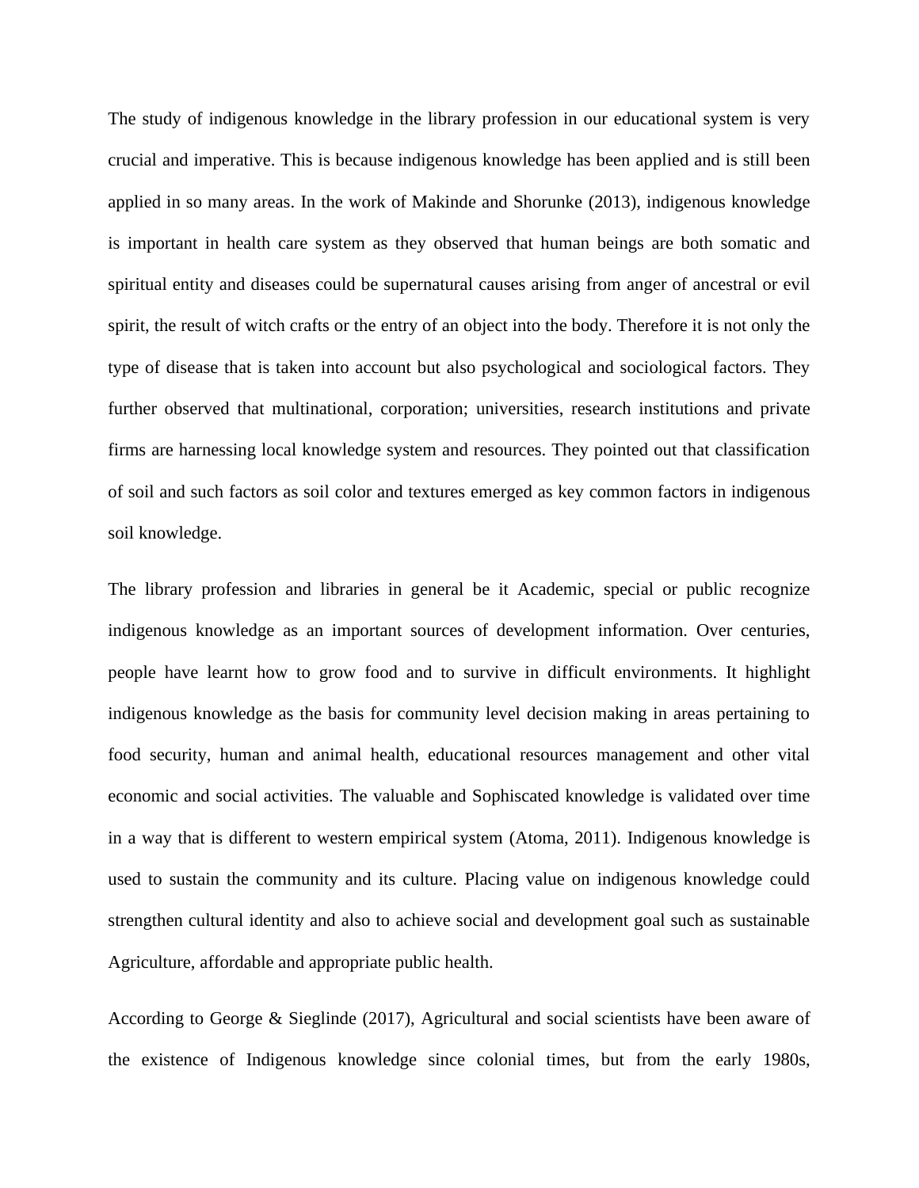The study of indigenous knowledge in the library profession in our educational system is very crucial and imperative. This is because indigenous knowledge has been applied and is still been applied in so many areas. In the work of Makinde and Shorunke (2013), indigenous knowledge is important in health care system as they observed that human beings are both somatic and spiritual entity and diseases could be supernatural causes arising from anger of ancestral or evil spirit, the result of witch crafts or the entry of an object into the body. Therefore it is not only the type of disease that is taken into account but also psychological and sociological factors. They further observed that multinational, corporation; universities, research institutions and private firms are harnessing local knowledge system and resources. They pointed out that classification of soil and such factors as soil color and textures emerged as key common factors in indigenous soil knowledge.

The library profession and libraries in general be it Academic, special or public recognize indigenous knowledge as an important sources of development information. Over centuries, people have learnt how to grow food and to survive in difficult environments. It highlight indigenous knowledge as the basis for community level decision making in areas pertaining to food security, human and animal health, educational resources management and other vital economic and social activities. The valuable and Sophiscated knowledge is validated over time in a way that is different to western empirical system (Atoma, 2011). Indigenous knowledge is used to sustain the community and its culture. Placing value on indigenous knowledge could strengthen cultural identity and also to achieve social and development goal such as sustainable Agriculture, affordable and appropriate public health.

According to George & Sieglinde (2017), Agricultural and social scientists have been aware of the existence of Indigenous knowledge since colonial times, but from the early 1980s,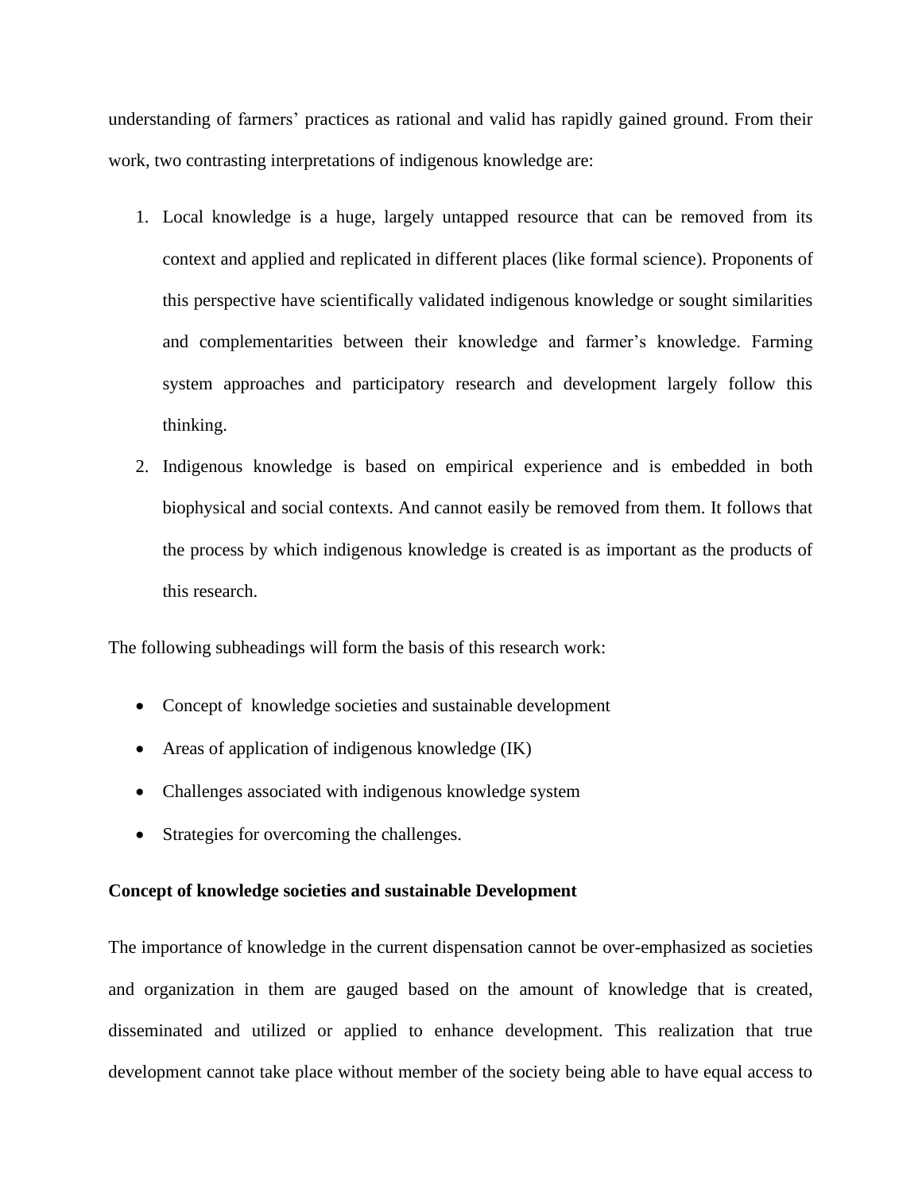understanding of farmers' practices as rational and valid has rapidly gained ground. From their work, two contrasting interpretations of indigenous knowledge are:

1. Local knowledge is a huge, largely untapped resource that can be removed from its context and applied and replicated in different places (like formal science). Proponents of this perspective have scientifically validated indigenous knowledge or sought similarities and complementarities between their knowledge and farmer's knowledge. Farming system approaches and participatory research and development largely follow this thinking.
2. Indigenous knowledge is based on empirical experience and is embedded in both biophysical and social contexts. And cannot easily be removed from them. It follows that the process by which indigenous knowledge is created is as important as the products of this research.

The following subheadings will form the basis of this research work:

- Concept of knowledge societies and sustainable development
- Areas of application of indigenous knowledge (IK)
- Challenges associated with indigenous knowledge system
- Strategies for overcoming the challenges.

**Concept of knowledge societies and sustainable Development**

The importance of knowledge in the current dispensation cannot be over-emphasized as societies and organization in them are gauged based on the amount of knowledge that is created, disseminated and utilized or applied to enhance development. This realization that true development cannot take place without member of the society being able to have equal access to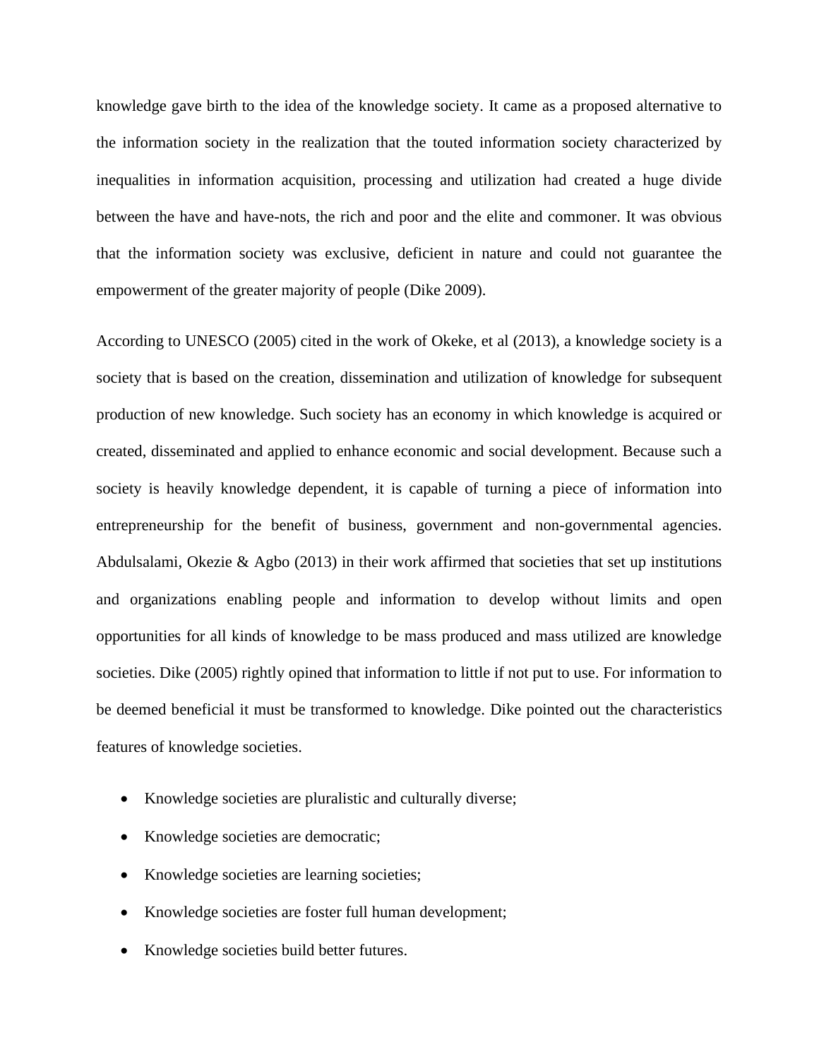knowledge gave birth to the idea of the knowledge society. It came as a proposed alternative to the information society in the realization that the touted information society characterized by inequalities in information acquisition, processing and utilization had created a huge divide between the have and have-nots, the rich and poor and the elite and commoner. It was obvious that the information society was exclusive, deficient in nature and could not guarantee the empowerment of the greater majority of people (Dike 2009).

According to UNESCO (2005) cited in the work of Okeke, et al (2013), a knowledge society is a society that is based on the creation, dissemination and utilization of knowledge for subsequent production of new knowledge. Such society has an economy in which knowledge is acquired or created, disseminated and applied to enhance economic and social development. Because such a society is heavily knowledge dependent, it is capable of turning a piece of information into entrepreneurship for the benefit of business, government and non-governmental agencies. Abdulsalami, Okezie & Agbo (2013) in their work affirmed that societies that set up institutions and organizations enabling people and information to develop without limits and open opportunities for all kinds of knowledge to be mass produced and mass utilized are knowledge societies. Dike (2005) rightly opined that information to little if not put to use. For information to be deemed beneficial it must be transformed to knowledge. Dike pointed out the characteristics features of knowledge societies.

- Knowledge societies are pluralistic and culturally diverse;
- Knowledge societies are democratic;
- Knowledge societies are learning societies;
- Knowledge societies are foster full human development;
- Knowledge societies build better futures.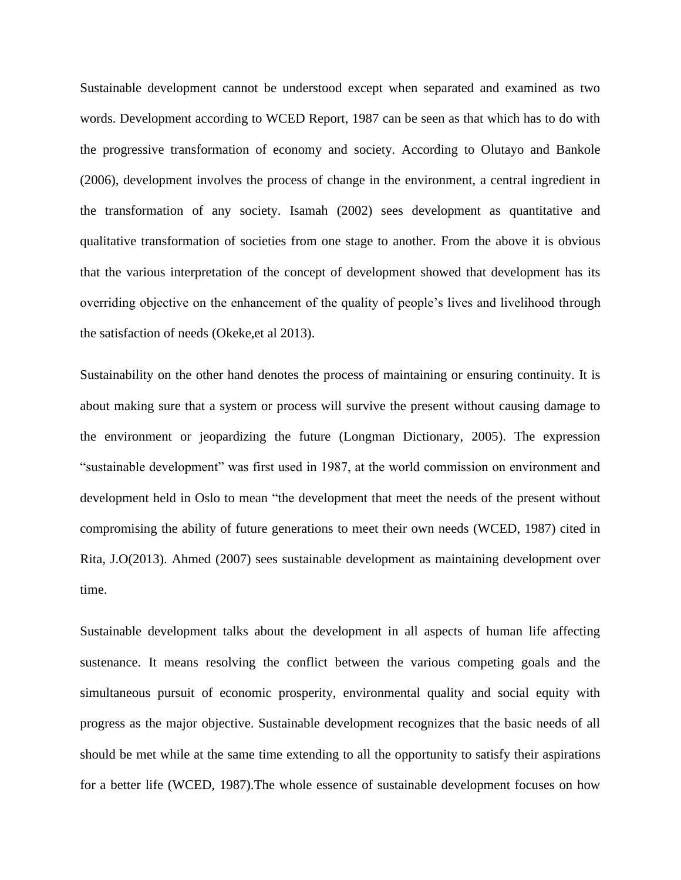Sustainable development cannot be understood except when separated and examined as two words. Development according to WCED Report, 1987 can be seen as that which has to do with the progressive transformation of economy and society. According to Olutayo and Bankole (2006), development involves the process of change in the environment, a central ingredient in the transformation of any society. Isamah (2002) sees development as quantitative and qualitative transformation of societies from one stage to another. From the above it is obvious that the various interpretation of the concept of development showed that development has its overriding objective on the enhancement of the quality of people's lives and livelihood through the satisfaction of needs (Okeke,et al 2013).

Sustainability on the other hand denotes the process of maintaining or ensuring continuity. It is about making sure that a system or process will survive the present without causing damage to the environment or jeopardizing the future (Longman Dictionary, 2005). The expression "sustainable development" was first used in 1987, at the world commission on environment and development held in Oslo to mean "the development that meet the needs of the present without compromising the ability of future generations to meet their own needs (WCED, 1987) cited in Rita, J.O(2013). Ahmed (2007) sees sustainable development as maintaining development over time.

Sustainable development talks about the development in all aspects of human life affecting sustenance. It means resolving the conflict between the various competing goals and the simultaneous pursuit of economic prosperity, environmental quality and social equity with progress as the major objective. Sustainable development recognizes that the basic needs of all should be met while at the same time extending to all the opportunity to satisfy their aspirations for a better life (WCED, 1987).The whole essence of sustainable development focuses on how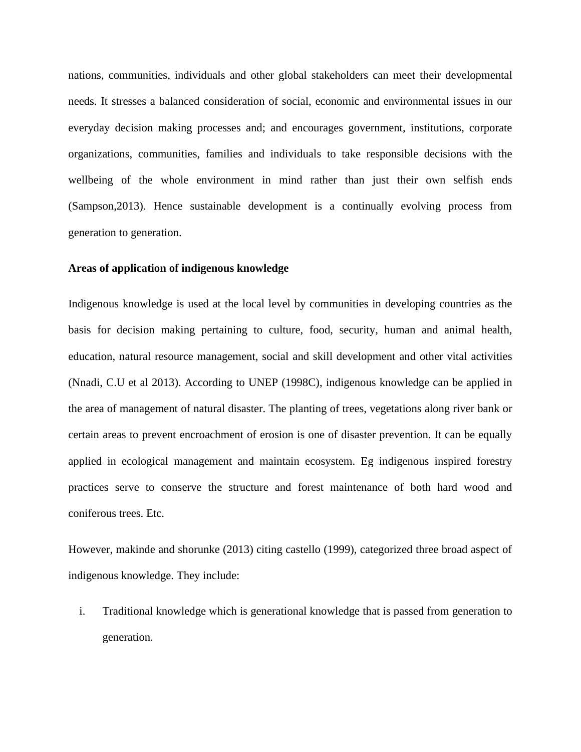nations, communities, individuals and other global stakeholders can meet their developmental needs. It stresses a balanced consideration of social, economic and environmental issues in our everyday decision making processes and; and encourages government, institutions, corporate organizations, communities, families and individuals to take responsible decisions with the wellbeing of the whole environment in mind rather than just their own selfish ends (Sampson,2013). Hence sustainable development is a continually evolving process from generation to generation.

**Areas of application of indigenous knowledge**

Indigenous knowledge is used at the local level by communities in developing countries as the basis for decision making pertaining to culture, food, security, human and animal health, education, natural resource management, social and skill development and other vital activities (Nnadi, C.U et al 2013). According to UNEP (1998C), indigenous knowledge can be applied in the area of management of natural disaster. The planting of trees, vegetations along river bank or certain areas to prevent encroachment of erosion is one of disaster prevention. It can be equally applied in ecological management and maintain ecosystem. Eg indigenous inspired forestry practices serve to conserve the structure and forest maintenance of both hard wood and coniferous trees. Etc.

However, makinde and shorunke (2013) citing castello (1999), categorized three broad aspect of indigenous knowledge. They include:

i. Traditional knowledge which is generational knowledge that is passed from generation to generation.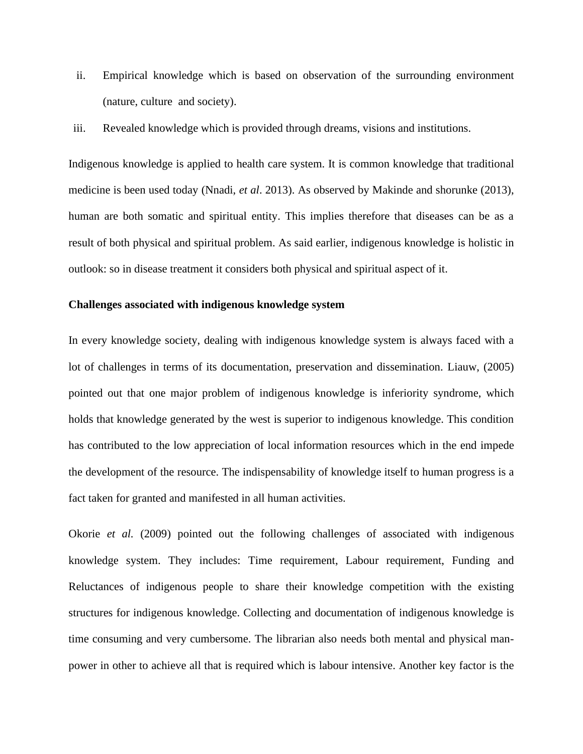ii. Empirical knowledge which is based on observation of the surrounding environment (nature, culture and society).

iii. Revealed knowledge which is provided through dreams, visions and institutions.

Indigenous knowledge is applied to health care system. It is common knowledge that traditional medicine is been used today (Nnadi, *et al*. 2013). As observed by Makinde and shorunke (2013), human are both somatic and spiritual entity. This implies therefore that diseases can be as a result of both physical and spiritual problem. As said earlier, indigenous knowledge is holistic in outlook: so in disease treatment it considers both physical and spiritual aspect of it.

**Challenges associated with indigenous knowledge system**

In every knowledge society, dealing with indigenous knowledge system is always faced with a lot of challenges in terms of its documentation, preservation and dissemination. Liauw, (2005) pointed out that one major problem of indigenous knowledge is inferiority syndrome, which holds that knowledge generated by the west is superior to indigenous knowledge. This condition has contributed to the low appreciation of local information resources which in the end impede the development of the resource. The indispensability of knowledge itself to human progress is a fact taken for granted and manifested in all human activities.

Okorie *et al.* (2009) pointed out the following challenges of associated with indigenous knowledge system. They includes: Time requirement, Labour requirement, Funding and Reluctances of indigenous people to share their knowledge competition with the existing structures for indigenous knowledge. Collecting and documentation of indigenous knowledge is time consuming and very cumbersome. The librarian also needs both mental and physical man-power in other to achieve all that is required which is labour intensive. Another key factor is the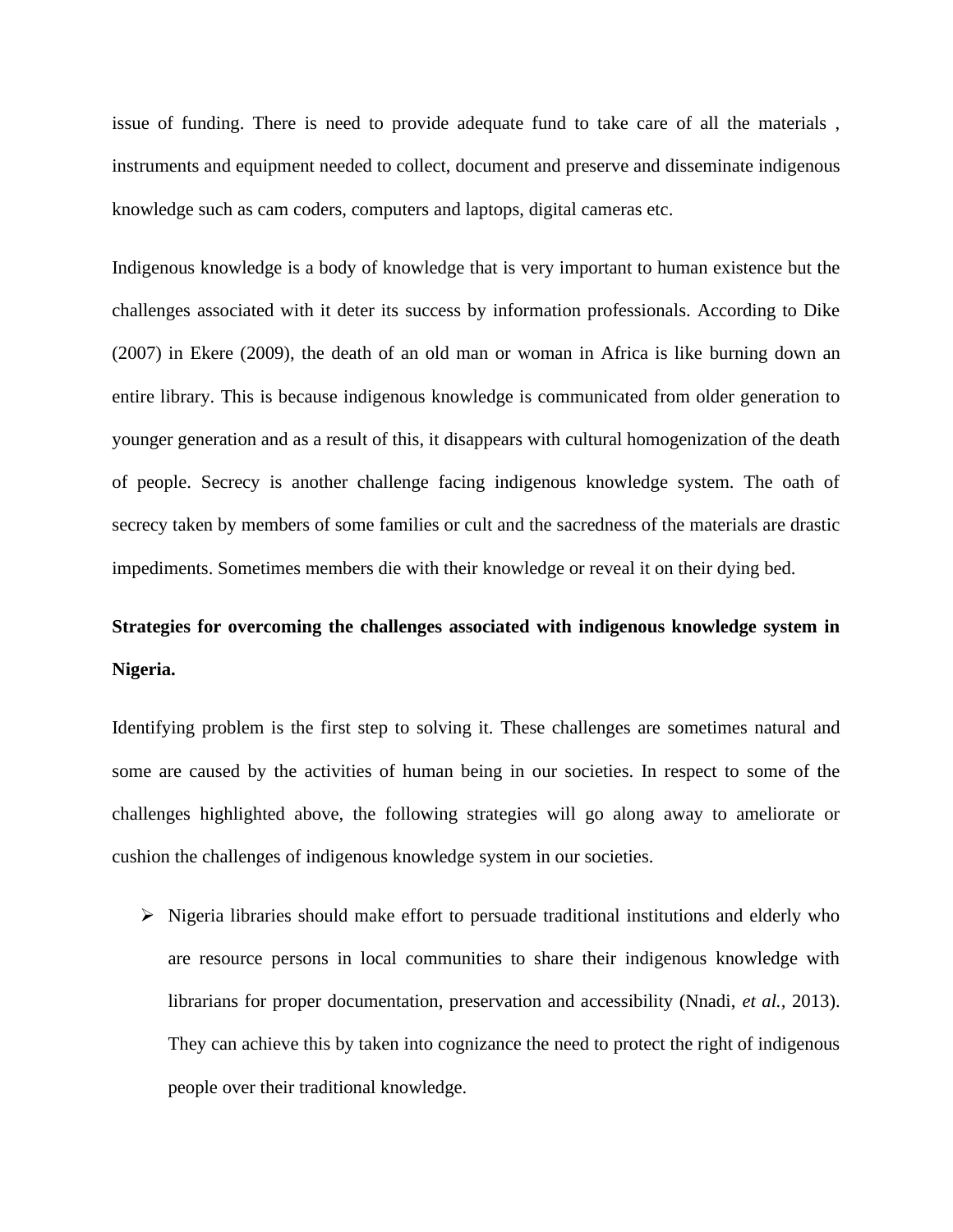issue of funding. There is need to provide adequate fund to take care of all the materials , instruments and equipment needed to collect, document and preserve and disseminate indigenous knowledge such as cam coders, computers and laptops, digital cameras etc.

Indigenous knowledge is a body of knowledge that is very important to human existence but the challenges associated with it deter its success by information professionals. According to Dike (2007) in Ekere (2009), the death of an old man or woman in Africa is like burning down an entire library. This is because indigenous knowledge is communicated from older generation to younger generation and as a result of this, it disappears with cultural homogenization of the death of people. Secrecy is another challenge facing indigenous knowledge system. The oath of secrecy taken by members of some families or cult and the sacredness of the materials are drastic impediments. Sometimes members die with their knowledge or reveal it on their dying bed.

**Strategies for overcoming the challenges associated with indigenous knowledge system in Nigeria.**

Identifying problem is the first step to solving it. These challenges are sometimes natural and some are caused by the activities of human being in our societies. In respect to some of the challenges highlighted above, the following strategies will go along away to ameliorate or cushion the challenges of indigenous knowledge system in our societies.

- Nigeria libraries should make effort to persuade traditional institutions and elderly who are resource persons in local communities to share their indigenous knowledge with librarians for proper documentation, preservation and accessibility (Nnadi, *et al.*, 2013). They can achieve this by taken into cognizance the need to protect the right of indigenous people over their traditional knowledge.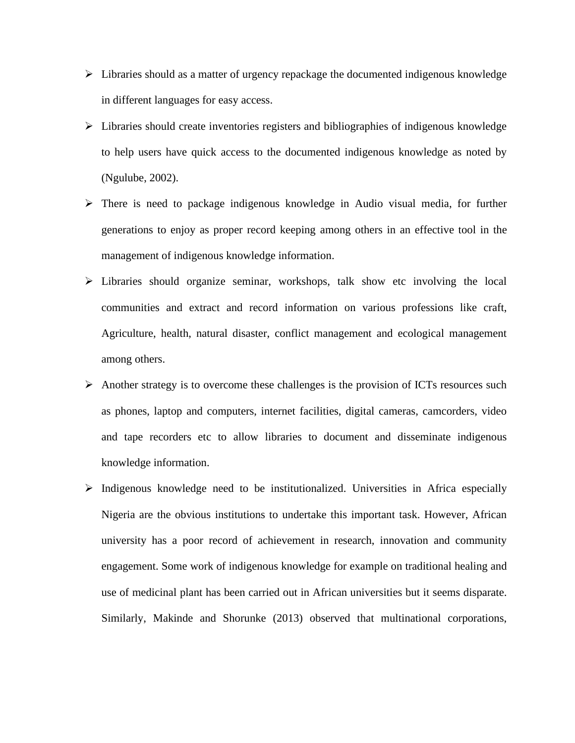- Libraries should as a matter of urgency repackage the documented indigenous knowledge in different languages for easy access.
- Libraries should create inventories registers and bibliographies of indigenous knowledge to help users have quick access to the documented indigenous knowledge as noted by (Ngulube, 2002).
- There is need to package indigenous knowledge in Audio visual media, for further generations to enjoy as proper record keeping among others in an effective tool in the management of indigenous knowledge information.
- Libraries should organize seminar, workshops, talk show etc involving the local communities and extract and record information on various professions like craft, Agriculture, health, natural disaster, conflict management and ecological management among others.
- Another strategy is to overcome these challenges is the provision of ICTs resources such as phones, laptop and computers, internet facilities, digital cameras, camcorders, video and tape recorders etc to allow libraries to document and disseminate indigenous knowledge information.
- Indigenous knowledge need to be institutionalized. Universities in Africa especially Nigeria are the obvious institutions to undertake this important task. However, African university has a poor record of achievement in research, innovation and community engagement. Some work of indigenous knowledge for example on traditional healing and use of medicinal plant has been carried out in African universities but it seems disparate. Similarly, Makinde and Shorunke (2013) observed that multinational corporations,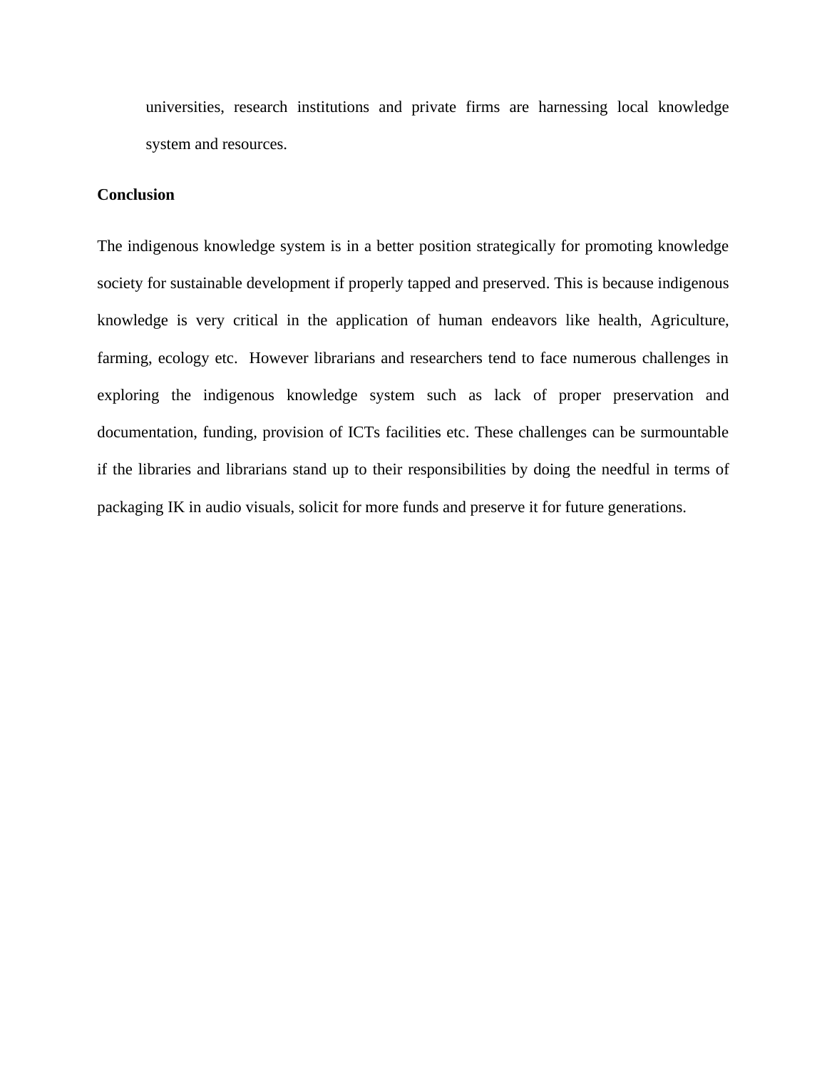universities, research institutions and private firms are harnessing local knowledge system and resources.

**Conclusion**

The indigenous knowledge system is in a better position strategically for promoting knowledge society for sustainable development if properly tapped and preserved. This is because indigenous knowledge is very critical in the application of human endeavors like health, Agriculture, farming, ecology etc. However librarians and researchers tend to face numerous challenges in exploring the indigenous knowledge system such as lack of proper preservation and documentation, funding, provision of ICTs facilities etc. These challenges can be surmountable if the libraries and librarians stand up to their responsibilities by doing the needful in terms of packaging IK in audio visuals, solicit for more funds and preserve it for future generations.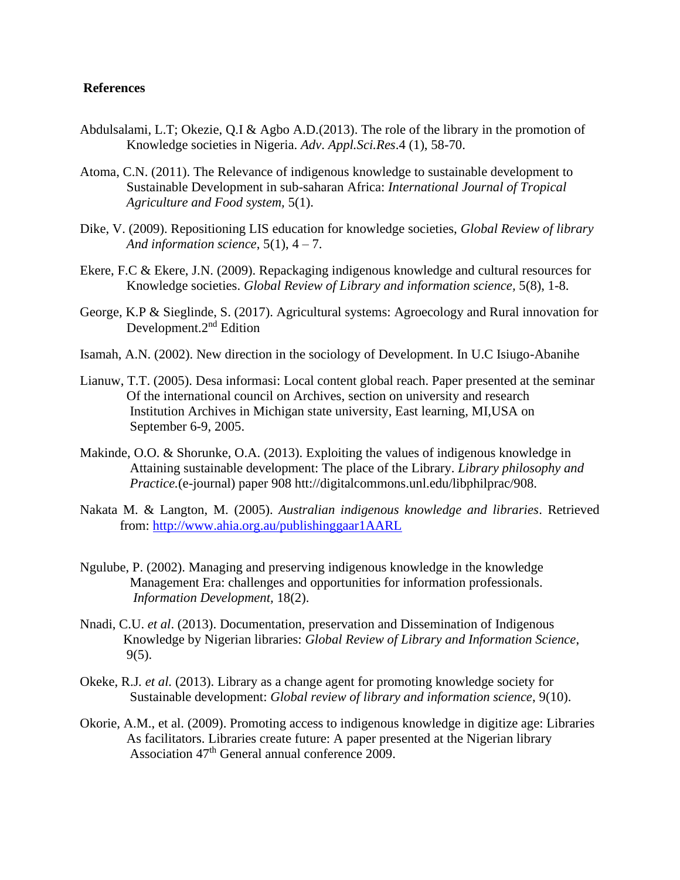**References**

Abdulsalami, L.T; Okezie, Q.I & Agbo A.D.(2013). The role of the library in the promotion of Knowledge societies in Nigeria. *Adv*. *Appl.Sci.Res*.4 (1), 58-70.

Atoma, C.N. (2011). The Relevance of indigenous knowledge to sustainable development to Sustainable Development in sub-saharan Africa: *International Journal of Tropical Agriculture and Food system,* 5(1).

Dike, V. (2009). Repositioning LIS education for knowledge societies, *Global Review of library And information science*, 5(1), 4 – 7.

Ekere, F.C & Ekere, J.N. (2009). Repackaging indigenous knowledge and cultural resources for Knowledge societies. *Global Review of Library and information science,* 5(8), 1-8.

George, K.P & Sieglinde, S. (2017). Agricultural systems: Agroecology and Rural innovation for Development.2nd Edition

Isamah, A.N. (2002). New direction in the sociology of Development. In U.C Isiugo-Abanihe

Lianuw, T.T. (2005). Desa informasi: Local content global reach. Paper presented at the seminar Of the international council on Archives, section on university and research Institution Archives in Michigan state university, East learning, MI,USA on September 6-9, 2005.

Makinde, O.O. & Shorunke, O.A. (2013). Exploiting the values of indigenous knowledge in Attaining sustainable development: The place of the Library. *Library philosophy and Practice.*(e-journal) paper 908 htt://digitalcommons.unl.edu/libphilprac/908.

Nakata M. & Langton, M. (2005). *Australian indigenous knowledge and libraries*. Retrieved from: http://www.ahia.org.au/publishinggaar1AARL

Ngulube, P. (2002). Managing and preserving indigenous knowledge in the knowledge Management Era: challenges and opportunities for information professionals. *Information Development,* 18(2).

Nnadi, C.U. *et al*. (2013). Documentation, preservation and Dissemination of Indigenous Knowledge by Nigerian libraries: *Global Review of Library and Information Science*, 9(5).

Okeke, R.J. *et al.* (2013). Library as a change agent for promoting knowledge society for Sustainable development: *Global review of library and information science*, 9(10).

Okorie, A.M., et al. (2009). Promoting access to indigenous knowledge in digitize age: Libraries As facilitators. Libraries create future: A paper presented at the Nigerian library Association 47th General annual conference 2009.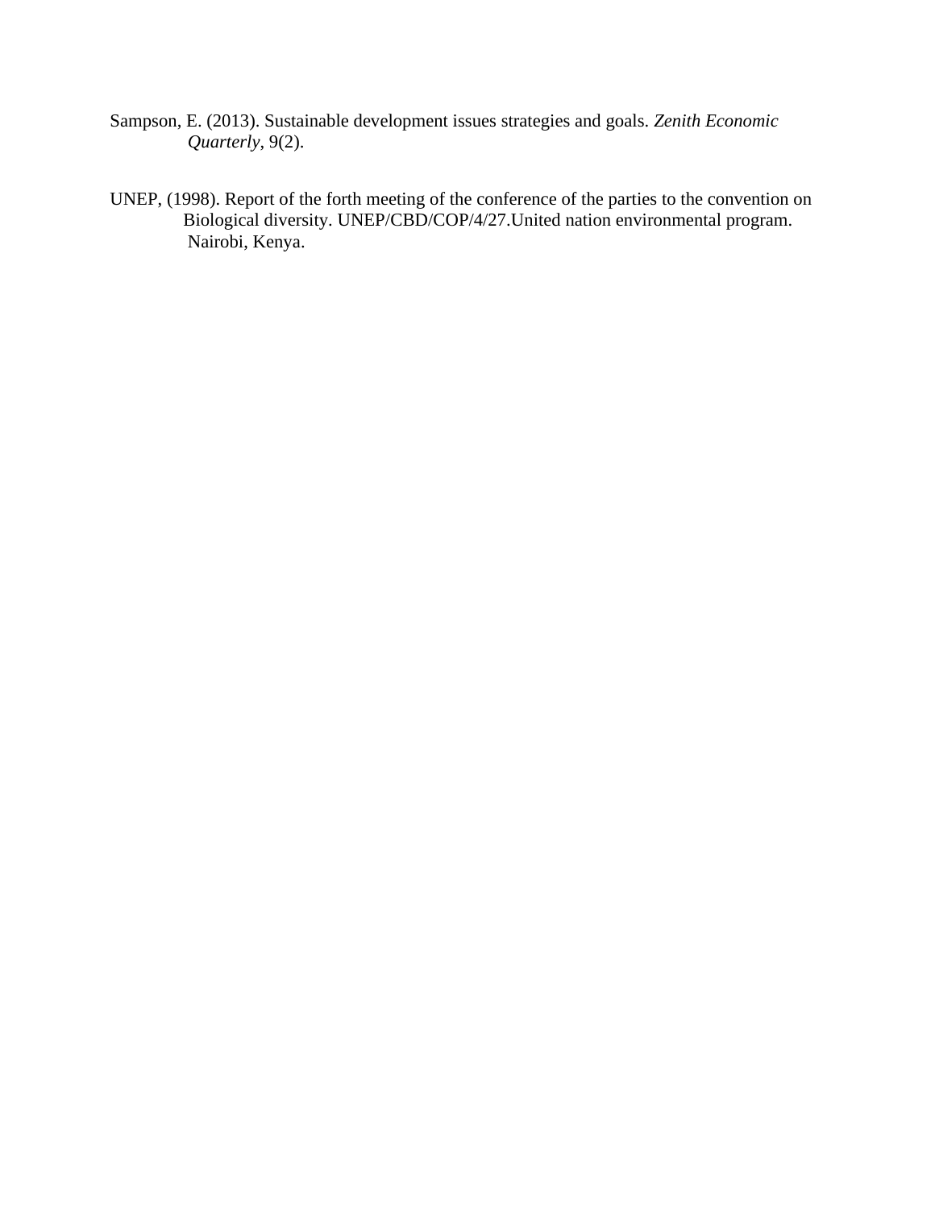Sampson, E. (2013). Sustainable development issues strategies and goals. *Zenith Economic Quarterly*, 9(2).

UNEP, (1998). Report of the forth meeting of the conference of the parties to the convention on Biological diversity. UNEP/CBD/COP/4/27.United nation environmental program. Nairobi, Kenya.